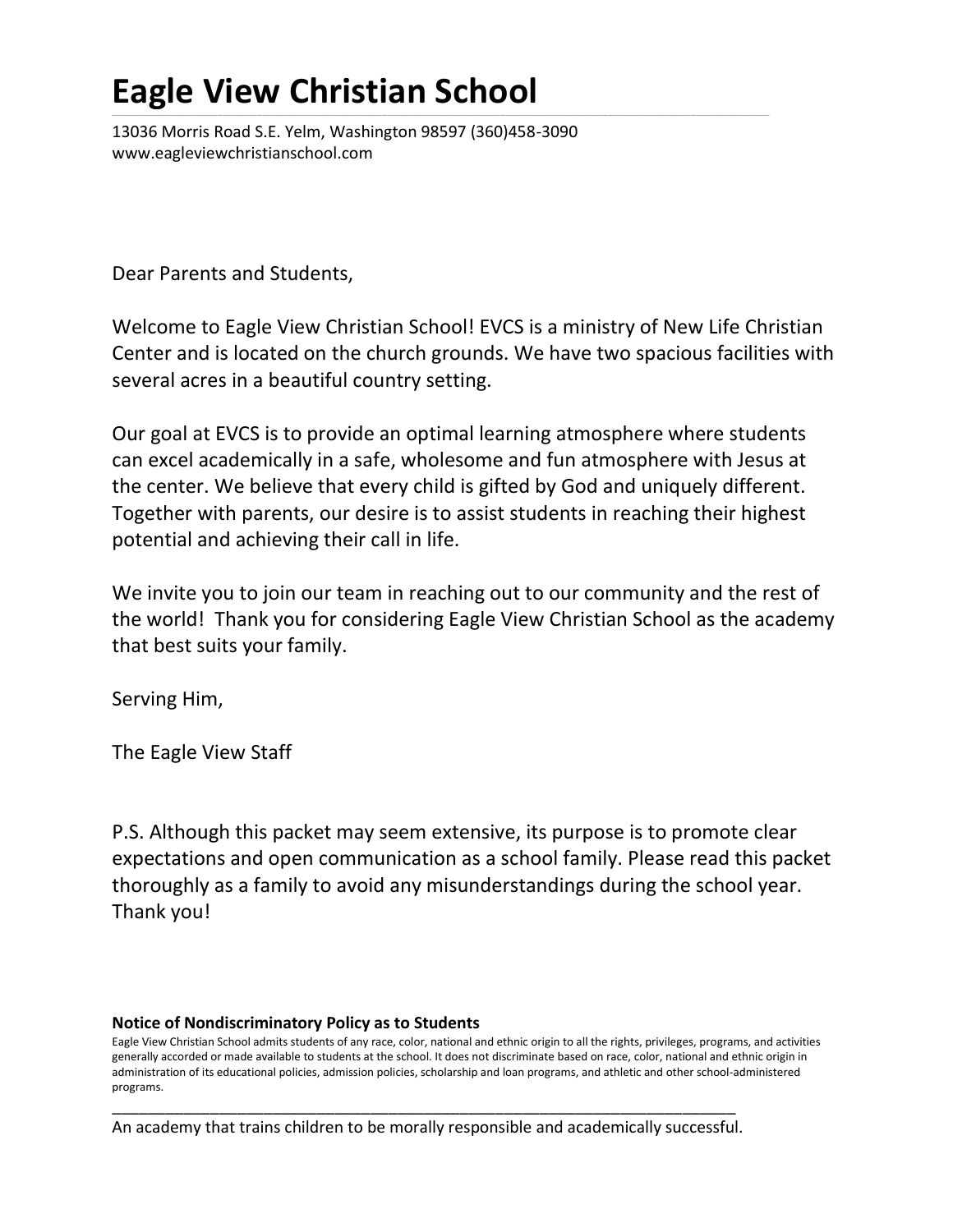# Eagle View Christian School

13036 Morris Road S.E. Yelm, Washington 98597 (360)458-3090
www.eagleviewchristianschool.com

Dear Parents and Students,

Welcome to Eagle View Christian School! EVCS is a ministry of New Life Christian Center and is located on the church grounds. We have two spacious facilities with several acres in a beautiful country setting.

Our goal at EVCS is to provide an optimal learning atmosphere where students can excel academically in a safe, wholesome and fun atmosphere with Jesus at the center. We believe that every child is gifted by God and uniquely different. Together with parents, our desire is to assist students in reaching their highest potential and achieving their call in life.

We invite you to join our team in reaching out to our community and the rest of the world! Thank you for considering Eagle View Christian School as the academy that best suits your family.

Serving Him,

The Eagle View Staff

P.S. Although this packet may seem extensive, its purpose is to promote clear expectations and open communication as a school family. Please read this packet thoroughly as a family to avoid any misunderstandings during the school year. Thank you!

**Notice of Nondiscriminatory Policy as to Students**

Eagle View Christian School admits students of any race, color, national and ethnic origin to all the rights, privileges, programs, and activities generally accorded or made available to students at the school. It does not discriminate based on race, color, national and ethnic origin in administration of its educational policies, admission policies, scholarship and loan programs, and athletic and other school-administered programs.

---

An academy that trains children to be morally responsible and academically successful.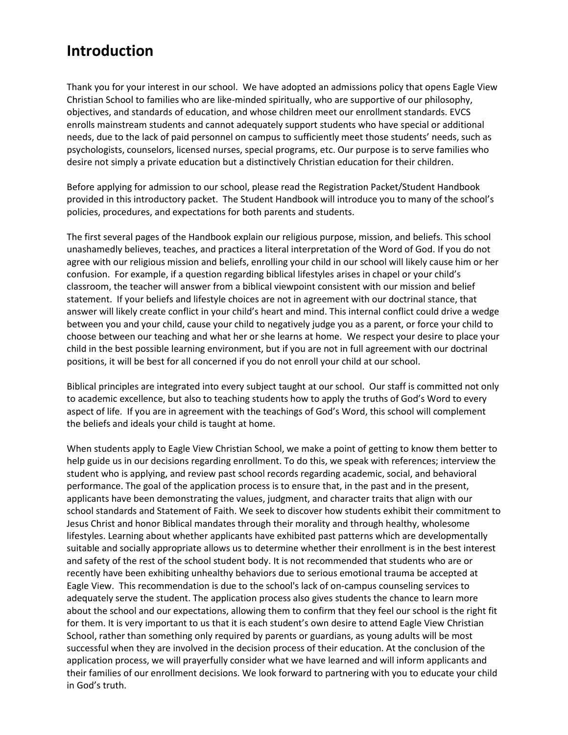# Introduction

Thank you for your interest in our school. We have adopted an admissions policy that opens Eagle View Christian School to families who are like-minded spiritually, who are supportive of our philosophy, objectives, and standards of education, and whose children meet our enrollment standards. EVCS enrolls mainstream students and cannot adequately support students who have special or additional needs, due to the lack of paid personnel on campus to sufficiently meet those students' needs, such as psychologists, counselors, licensed nurses, special programs, etc. Our purpose is to serve families who desire not simply a private education but a distinctively Christian education for their children.

Before applying for admission to our school, please read the Registration Packet/Student Handbook provided in this introductory packet. The Student Handbook will introduce you to many of the school's policies, procedures, and expectations for both parents and students.

The first several pages of the Handbook explain our religious purpose, mission, and beliefs. This school unashamedly believes, teaches, and practices a literal interpretation of the Word of God. If you do not agree with our religious mission and beliefs, enrolling your child in our school will likely cause him or her confusion. For example, if a question regarding biblical lifestyles arises in chapel or your child's classroom, the teacher will answer from a biblical viewpoint consistent with our mission and belief statement. If your beliefs and lifestyle choices are not in agreement with our doctrinal stance, that answer will likely create conflict in your child's heart and mind. This internal conflict could drive a wedge between you and your child, cause your child to negatively judge you as a parent, or force your child to choose between our teaching and what her or she learns at home. We respect your desire to place your child in the best possible learning environment, but if you are not in full agreement with our doctrinal positions, it will be best for all concerned if you do not enroll your child at our school.

Biblical principles are integrated into every subject taught at our school. Our staff is committed not only to academic excellence, but also to teaching students how to apply the truths of God's Word to every aspect of life. If you are in agreement with the teachings of God's Word, this school will complement the beliefs and ideals your child is taught at home.

When students apply to Eagle View Christian School, we make a point of getting to know them better to help guide us in our decisions regarding enrollment. To do this, we speak with references; interview the student who is applying, and review past school records regarding academic, social, and behavioral performance. The goal of the application process is to ensure that, in the past and in the present, applicants have been demonstrating the values, judgment, and character traits that align with our school standards and Statement of Faith. We seek to discover how students exhibit their commitment to Jesus Christ and honor Biblical mandates through their morality and through healthy, wholesome lifestyles. Learning about whether applicants have exhibited past patterns which are developmentally suitable and socially appropriate allows us to determine whether their enrollment is in the best interest and safety of the rest of the school student body. It is not recommended that students who are or recently have been exhibiting unhealthy behaviors due to serious emotional trauma be accepted at Eagle View. This recommendation is due to the school's lack of on-campus counseling services to adequately serve the student. The application process also gives students the chance to learn more about the school and our expectations, allowing them to confirm that they feel our school is the right fit for them. It is very important to us that it is each student's own desire to attend Eagle View Christian School, rather than something only required by parents or guardians, as young adults will be most successful when they are involved in the decision process of their education. At the conclusion of the application process, we will prayerfully consider what we have learned and will inform applicants and their families of our enrollment decisions. We look forward to partnering with you to educate your child in God's truth.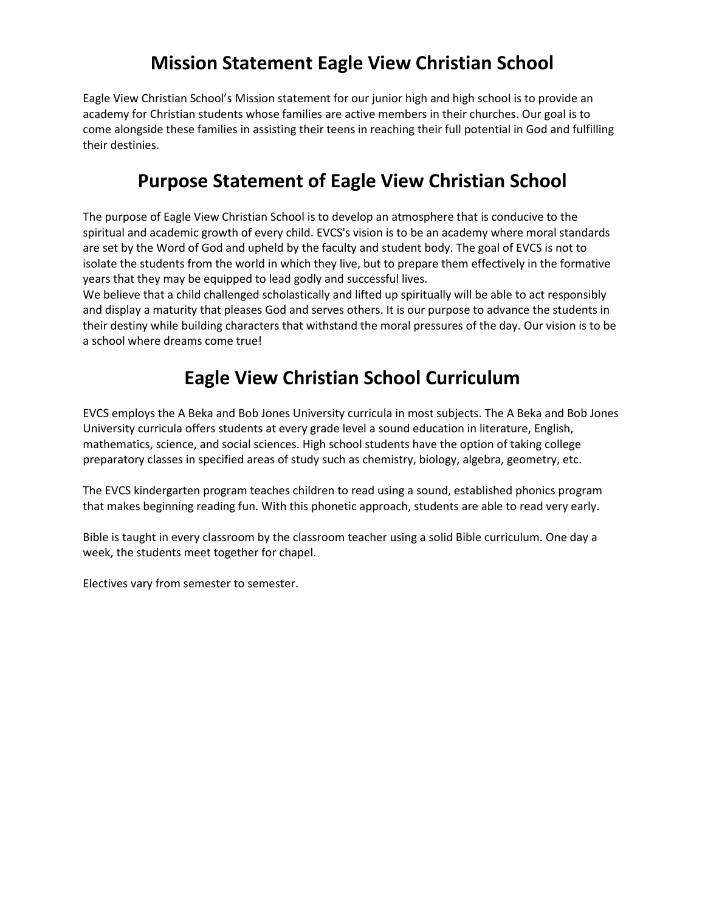# Mission Statement Eagle View Christian School

Eagle View Christian School's Mission statement for our junior high and high school is to provide an academy for Christian students whose families are active members in their churches. Our goal is to come alongside these families in assisting their teens in reaching their full potential in God and fulfilling their destinies.

# Purpose Statement of Eagle View Christian School

The purpose of Eagle View Christian School is to develop an atmosphere that is conducive to the spiritual and academic growth of every child. EVCS's vision is to be an academy where moral standards are set by the Word of God and upheld by the faculty and student body. The goal of EVCS is not to isolate the students from the world in which they live, but to prepare them effectively in the formative years that they may be equipped to lead godly and successful lives.
We believe that a child challenged scholastically and lifted up spiritually will be able to act responsibly and display a maturity that pleases God and serves others. It is our purpose to advance the students in their destiny while building characters that withstand the moral pressures of the day. Our vision is to be a school where dreams come true!

# Eagle View Christian School Curriculum

EVCS employs the A Beka and Bob Jones University curricula in most subjects. The A Beka and Bob Jones University curricula offers students at every grade level a sound education in literature, English, mathematics, science, and social sciences. High school students have the option of taking college preparatory classes in specified areas of study such as chemistry, biology, algebra, geometry, etc.

The EVCS kindergarten program teaches children to read using a sound, established phonics program that makes beginning reading fun. With this phonetic approach, students are able to read very early.

Bible is taught in every classroom by the classroom teacher using a solid Bible curriculum. One day a week, the students meet together for chapel.

Electives vary from semester to semester.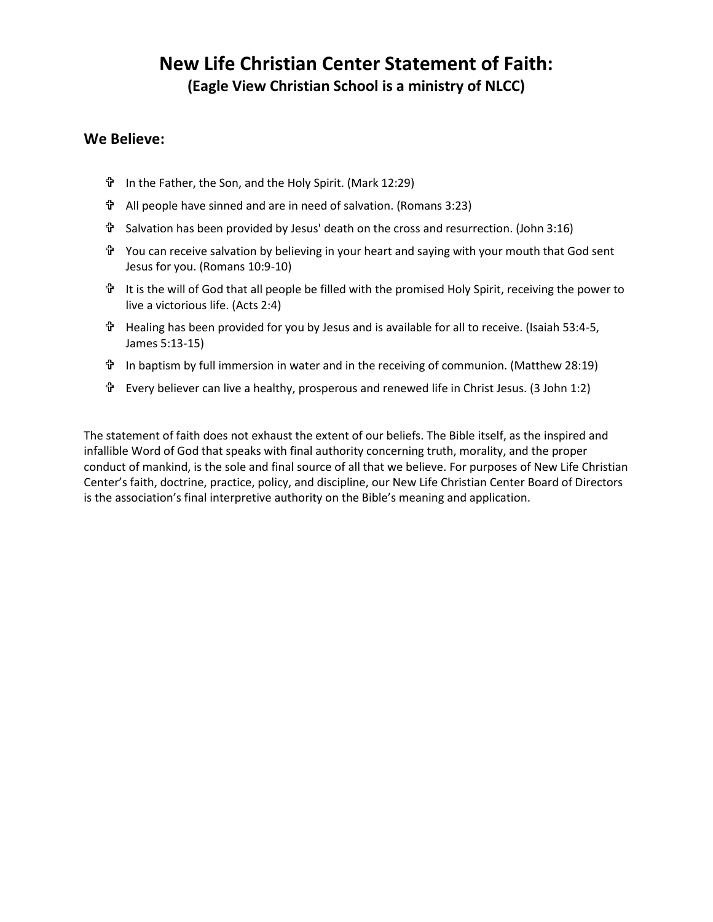# New Life Christian Center Statement of Faith:

**(Eagle View Christian School is a ministry of NLCC)**

## We Believe:

- In the Father, the Son, and the Holy Spirit. (Mark 12:29)
- All people have sinned and are in need of salvation. (Romans 3:23)
- Salvation has been provided by Jesus' death on the cross and resurrection. (John 3:16)
- You can receive salvation by believing in your heart and saying with your mouth that God sent Jesus for you. (Romans 10:9-10)
- It is the will of God that all people be filled with the promised Holy Spirit, receiving the power to live a victorious life. (Acts 2:4)
- Healing has been provided for you by Jesus and is available for all to receive. (Isaiah 53:4-5, James 5:13-15)
- In baptism by full immersion in water and in the receiving of communion. (Matthew 28:19)
- Every believer can live a healthy, prosperous and renewed life in Christ Jesus. (3 John 1:2)

The statement of faith does not exhaust the extent of our beliefs. The Bible itself, as the inspired and infallible Word of God that speaks with final authority concerning truth, morality, and the proper conduct of mankind, is the sole and final source of all that we believe. For purposes of New Life Christian Center's faith, doctrine, practice, policy, and discipline, our New Life Christian Center Board of Directors is the association's final interpretive authority on the Bible's meaning and application.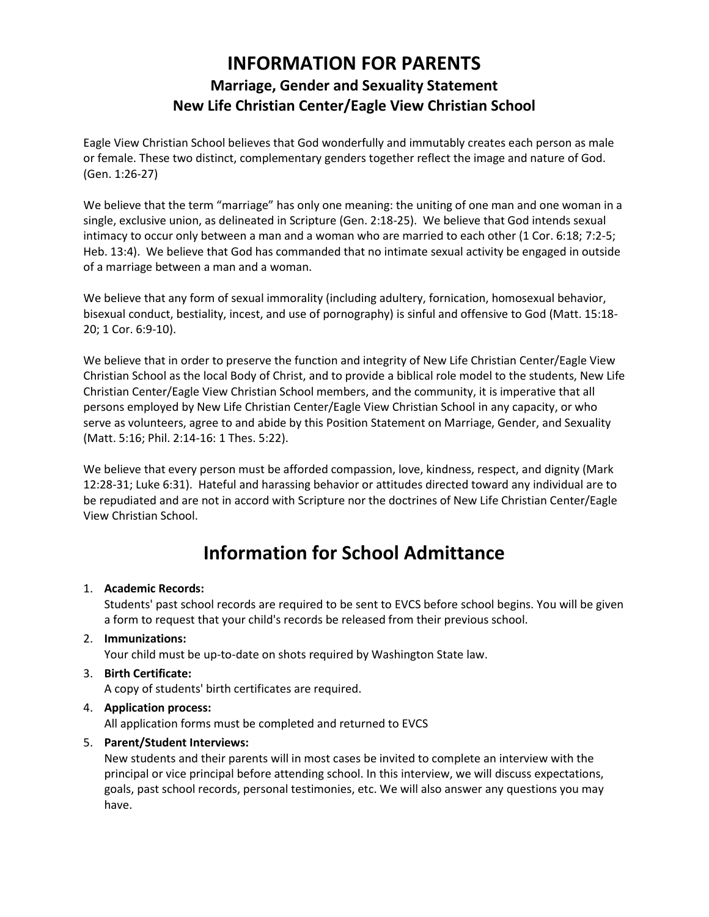# INFORMATION FOR PARENTS

## Marriage, Gender and Sexuality Statement

## New Life Christian Center/Eagle View Christian School

Eagle View Christian School believes that God wonderfully and immutably creates each person as male or female. These two distinct, complementary genders together reflect the image and nature of God. (Gen. 1:26-27)

We believe that the term "marriage" has only one meaning: the uniting of one man and one woman in a single, exclusive union, as delineated in Scripture (Gen. 2:18-25). We believe that God intends sexual intimacy to occur only between a man and a woman who are married to each other (1 Cor. 6:18; 7:2-5; Heb. 13:4). We believe that God has commanded that no intimate sexual activity be engaged in outside of a marriage between a man and a woman.

We believe that any form of sexual immorality (including adultery, fornication, homosexual behavior, bisexual conduct, bestiality, incest, and use of pornography) is sinful and offensive to God (Matt. 15:18-20; 1 Cor. 6:9-10).

We believe that in order to preserve the function and integrity of New Life Christian Center/Eagle View Christian School as the local Body of Christ, and to provide a biblical role model to the students, New Life Christian Center/Eagle View Christian School members, and the community, it is imperative that all persons employed by New Life Christian Center/Eagle View Christian School in any capacity, or who serve as volunteers, agree to and abide by this Position Statement on Marriage, Gender, and Sexuality (Matt. 5:16; Phil. 2:14-16: 1 Thes. 5:22).

We believe that every person must be afforded compassion, love, kindness, respect, and dignity (Mark 12:28-31; Luke 6:31). Hateful and harassing behavior or attitudes directed toward any individual are to be repudiated and are not in accord with Scripture nor the doctrines of New Life Christian Center/Eagle View Christian School.

# Information for School Admittance

1. **Academic Records:**
   Students' past school records are required to be sent to EVCS before school begins. You will be given a form to request that your child's records be released from their previous school.
2. **Immunizations:**
   Your child must be up-to-date on shots required by Washington State law.
3. **Birth Certificate:**
   A copy of students' birth certificates are required.
4. **Application process:**
   All application forms must be completed and returned to EVCS
5. **Parent/Student Interviews:**
   New students and their parents will in most cases be invited to complete an interview with the principal or vice principal before attending school. In this interview, we will discuss expectations, goals, past school records, personal testimonies, etc. We will also answer any questions you may have.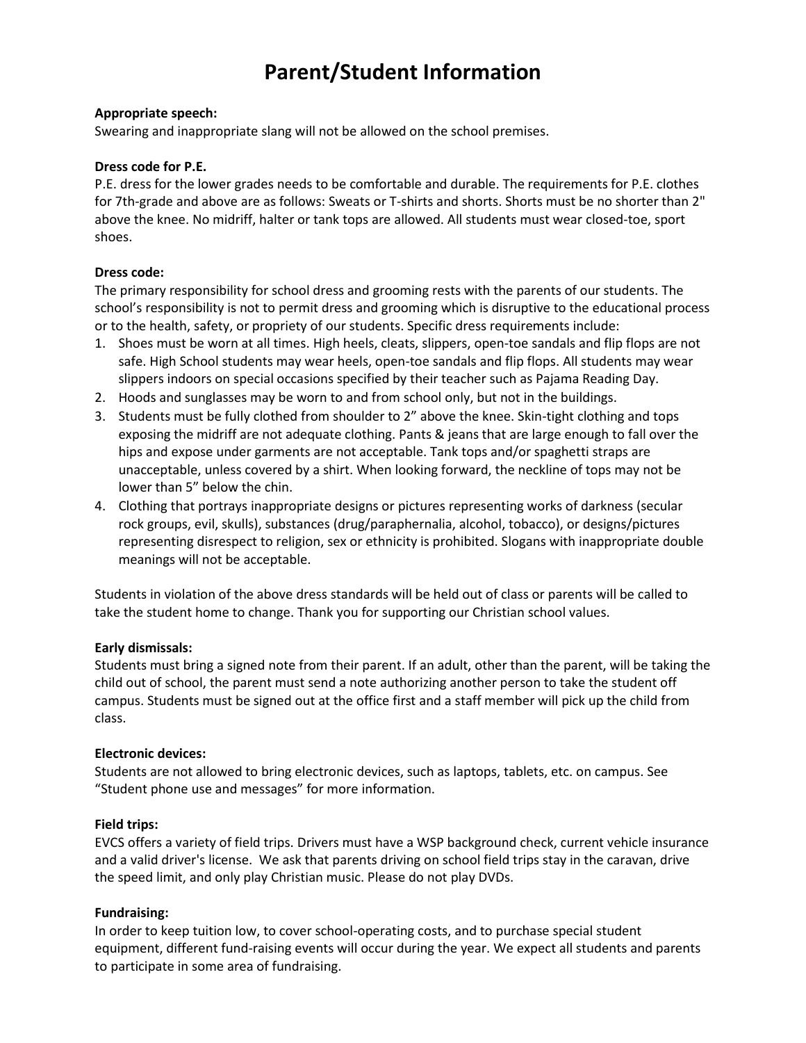# Parent/Student Information

**Appropriate speech:**
Swearing and inappropriate slang will not be allowed on the school premises.

**Dress code for P.E.**
P.E. dress for the lower grades needs to be comfortable and durable. The requirements for P.E. clothes for 7th-grade and above are as follows: Sweats or T-shirts and shorts. Shorts must be no shorter than 2" above the knee. No midriff, halter or tank tops are allowed. All students must wear closed-toe, sport shoes.

**Dress code:**
The primary responsibility for school dress and grooming rests with the parents of our students. The school's responsibility is not to permit dress and grooming which is disruptive to the educational process or to the health, safety, or propriety of our students. Specific dress requirements include:

1. Shoes must be worn at all times. High heels, cleats, slippers, open-toe sandals and flip flops are not safe. High School students may wear heels, open-toe sandals and flip flops. All students may wear slippers indoors on special occasions specified by their teacher such as Pajama Reading Day.
2. Hoods and sunglasses may be worn to and from school only, but not in the buildings.
3. Students must be fully clothed from shoulder to 2" above the knee. Skin-tight clothing and tops exposing the midriff are not adequate clothing. Pants & jeans that are large enough to fall over the hips and expose under garments are not acceptable. Tank tops and/or spaghetti straps are unacceptable, unless covered by a shirt. When looking forward, the neckline of tops may not be lower than 5" below the chin.
4. Clothing that portrays inappropriate designs or pictures representing works of darkness (secular rock groups, evil, skulls), substances (drug/paraphernalia, alcohol, tobacco), or designs/pictures representing disrespect to religion, sex or ethnicity is prohibited. Slogans with inappropriate double meanings will not be acceptable.

Students in violation of the above dress standards will be held out of class or parents will be called to take the student home to change. Thank you for supporting our Christian school values.

**Early dismissals:**
Students must bring a signed note from their parent. If an adult, other than the parent, will be taking the child out of school, the parent must send a note authorizing another person to take the student off campus. Students must be signed out at the office first and a staff member will pick up the child from class.

**Electronic devices:**
Students are not allowed to bring electronic devices, such as laptops, tablets, etc. on campus. See "Student phone use and messages" for more information.

**Field trips:**
EVCS offers a variety of field trips. Drivers must have a WSP background check, current vehicle insurance and a valid driver's license. We ask that parents driving on school field trips stay in the caravan, drive the speed limit, and only play Christian music. Please do not play DVDs.

**Fundraising:**
In order to keep tuition low, to cover school-operating costs, and to purchase special student equipment, different fund-raising events will occur during the year. We expect all students and parents to participate in some area of fundraising.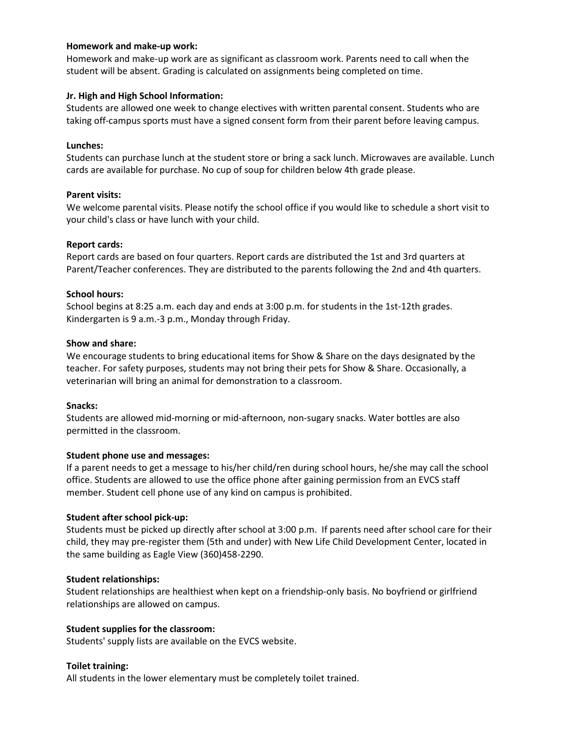**Homework and make-up work:**
Homework and make-up work are as significant as classroom work. Parents need to call when the student will be absent. Grading is calculated on assignments being completed on time.

**Jr. High and High School Information:**
Students are allowed one week to change electives with written parental consent. Students who are taking off-campus sports must have a signed consent form from their parent before leaving campus.

**Lunches:**
Students can purchase lunch at the student store or bring a sack lunch. Microwaves are available. Lunch cards are available for purchase. No cup of soup for children below 4th grade please.

**Parent visits:**
We welcome parental visits. Please notify the school office if you would like to schedule a short visit to your child's class or have lunch with your child.

**Report cards:**
Report cards are based on four quarters. Report cards are distributed the 1st and 3rd quarters at Parent/Teacher conferences. They are distributed to the parents following the 2nd and 4th quarters.

**School hours:**
School begins at 8:25 a.m. each day and ends at 3:00 p.m. for students in the 1st-12th grades. Kindergarten is 9 a.m.-3 p.m., Monday through Friday.

**Show and share:**
We encourage students to bring educational items for Show & Share on the days designated by the teacher. For safety purposes, students may not bring their pets for Show & Share. Occasionally, a veterinarian will bring an animal for demonstration to a classroom.

**Snacks:**
Students are allowed mid-morning or mid-afternoon, non-sugary snacks. Water bottles are also permitted in the classroom.

**Student phone use and messages:**
If a parent needs to get a message to his/her child/ren during school hours, he/she may call the school office. Students are allowed to use the office phone after gaining permission from an EVCS staff member. Student cell phone use of any kind on campus is prohibited.

**Student after school pick-up:**
Students must be picked up directly after school at 3:00 p.m. If parents need after school care for their child, they may pre-register them (5th and under) with New Life Child Development Center, located in the same building as Eagle View (360)458-2290.

**Student relationships:**
Student relationships are healthiest when kept on a friendship-only basis. No boyfriend or girlfriend relationships are allowed on campus.

**Student supplies for the classroom:**
Students' supply lists are available on the EVCS website.

**Toilet training:**
All students in the lower elementary must be completely toilet trained.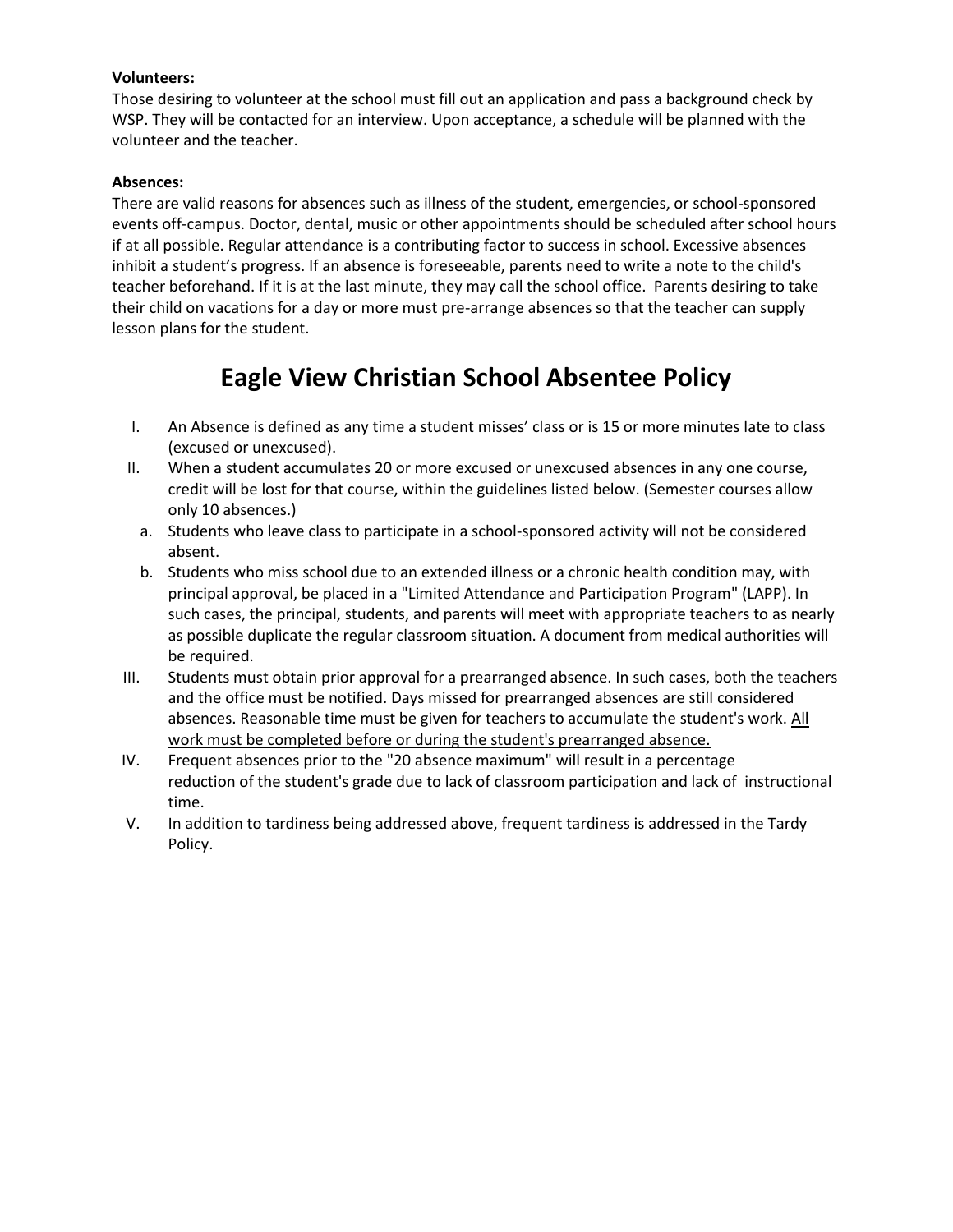**Volunteers:**
Those desiring to volunteer at the school must fill out an application and pass a background check by WSP. They will be contacted for an interview. Upon acceptance, a schedule will be planned with the volunteer and the teacher.

**Absences:**
There are valid reasons for absences such as illness of the student, emergencies, or school-sponsored events off-campus. Doctor, dental, music or other appointments should be scheduled after school hours if at all possible. Regular attendance is a contributing factor to success in school. Excessive absences inhibit a student's progress. If an absence is foreseeable, parents need to write a note to the child's teacher beforehand. If it is at the last minute, they may call the school office. Parents desiring to take their child on vacations for a day or more must pre-arrange absences so that the teacher can supply lesson plans for the student.

# Eagle View Christian School Absentee Policy

I. An Absence is defined as any time a student misses' class or is 15 or more minutes late to class (excused or unexcused).

II. When a student accumulates 20 or more excused or unexcused absences in any one course, credit will be lost for that course, within the guidelines listed below. (Semester courses allow only 10 absences.)
   a. Students who leave class to participate in a school-sponsored activity will not be considered absent.
   b. Students who miss school due to an extended illness or a chronic health condition may, with principal approval, be placed in a "Limited Attendance and Participation Program" (LAPP). In such cases, the principal, students, and parents will meet with appropriate teachers to as nearly as possible duplicate the regular classroom situation. A document from medical authorities will be required.

III. Students must obtain prior approval for a prearranged absence. In such cases, both the teachers and the office must be notified. Days missed for prearranged absences are still considered absences. Reasonable time must be given for teachers to accumulate the student's work. <u>All work must be completed before or during the student's prearranged absence.</u>

IV. Frequent absences prior to the "20 absence maximum" will result in a percentage reduction of the student's grade due to lack of classroom participation and lack of instructional time.

V. In addition to tardiness being addressed above, frequent tardiness is addressed in the Tardy Policy.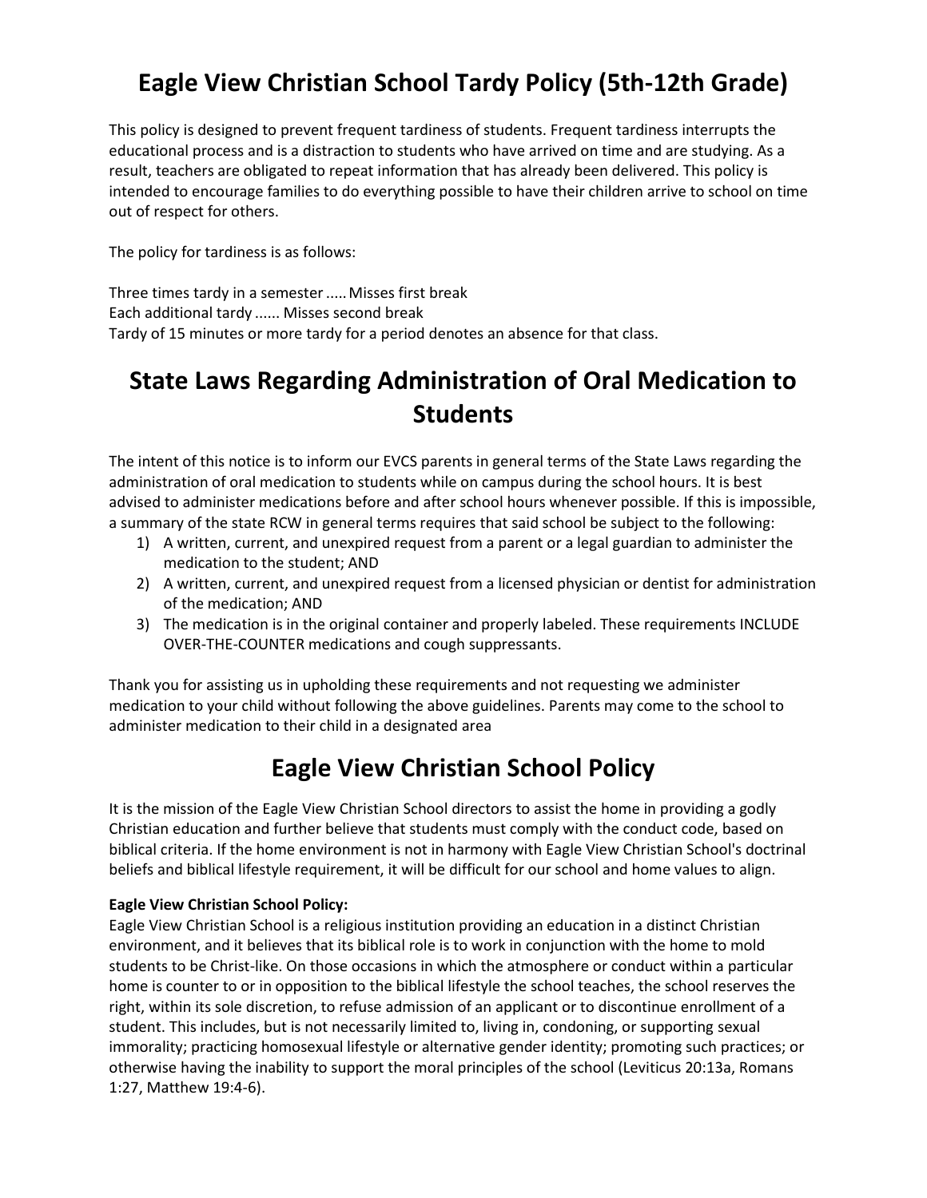# Eagle View Christian School Tardy Policy (5th-12th Grade)

This policy is designed to prevent frequent tardiness of students. Frequent tardiness interrupts the educational process and is a distraction to students who have arrived on time and are studying. As a result, teachers are obligated to repeat information that has already been delivered. This policy is intended to encourage families to do everything possible to have their children arrive to school on time out of respect for others.

The policy for tardiness is as follows:

Three times tardy in a semester ..... Misses first break
Each additional tardy ...... Misses second break
Tardy of 15 minutes or more tardy for a period denotes an absence for that class.

# State Laws Regarding Administration of Oral Medication to Students

The intent of this notice is to inform our EVCS parents in general terms of the State Laws regarding the administration of oral medication to students while on campus during the school hours. It is best advised to administer medications before and after school hours whenever possible. If this is impossible, a summary of the state RCW in general terms requires that said school be subject to the following:

1) A written, current, and unexpired request from a parent or a legal guardian to administer the medication to the student; AND
2) A written, current, and unexpired request from a licensed physician or dentist for administration of the medication; AND
3) The medication is in the original container and properly labeled. These requirements INCLUDE OVER-THE-COUNTER medications and cough suppressants.

Thank you for assisting us in upholding these requirements and not requesting we administer medication to your child without following the above guidelines. Parents may come to the school to administer medication to their child in a designated area

# Eagle View Christian School Policy

It is the mission of the Eagle View Christian School directors to assist the home in providing a godly Christian education and further believe that students must comply with the conduct code, based on biblical criteria. If the home environment is not in harmony with Eagle View Christian School's doctrinal beliefs and biblical lifestyle requirement, it will be difficult for our school and home values to align.

**Eagle View Christian School Policy:**
Eagle View Christian School is a religious institution providing an education in a distinct Christian environment, and it believes that its biblical role is to work in conjunction with the home to mold students to be Christ-like. On those occasions in which the atmosphere or conduct within a particular home is counter to or in opposition to the biblical lifestyle the school teaches, the school reserves the right, within its sole discretion, to refuse admission of an applicant or to discontinue enrollment of a student. This includes, but is not necessarily limited to, living in, condoning, or supporting sexual immorality; practicing homosexual lifestyle or alternative gender identity; promoting such practices; or otherwise having the inability to support the moral principles of the school (Leviticus 20:13a, Romans 1:27, Matthew 19:4-6).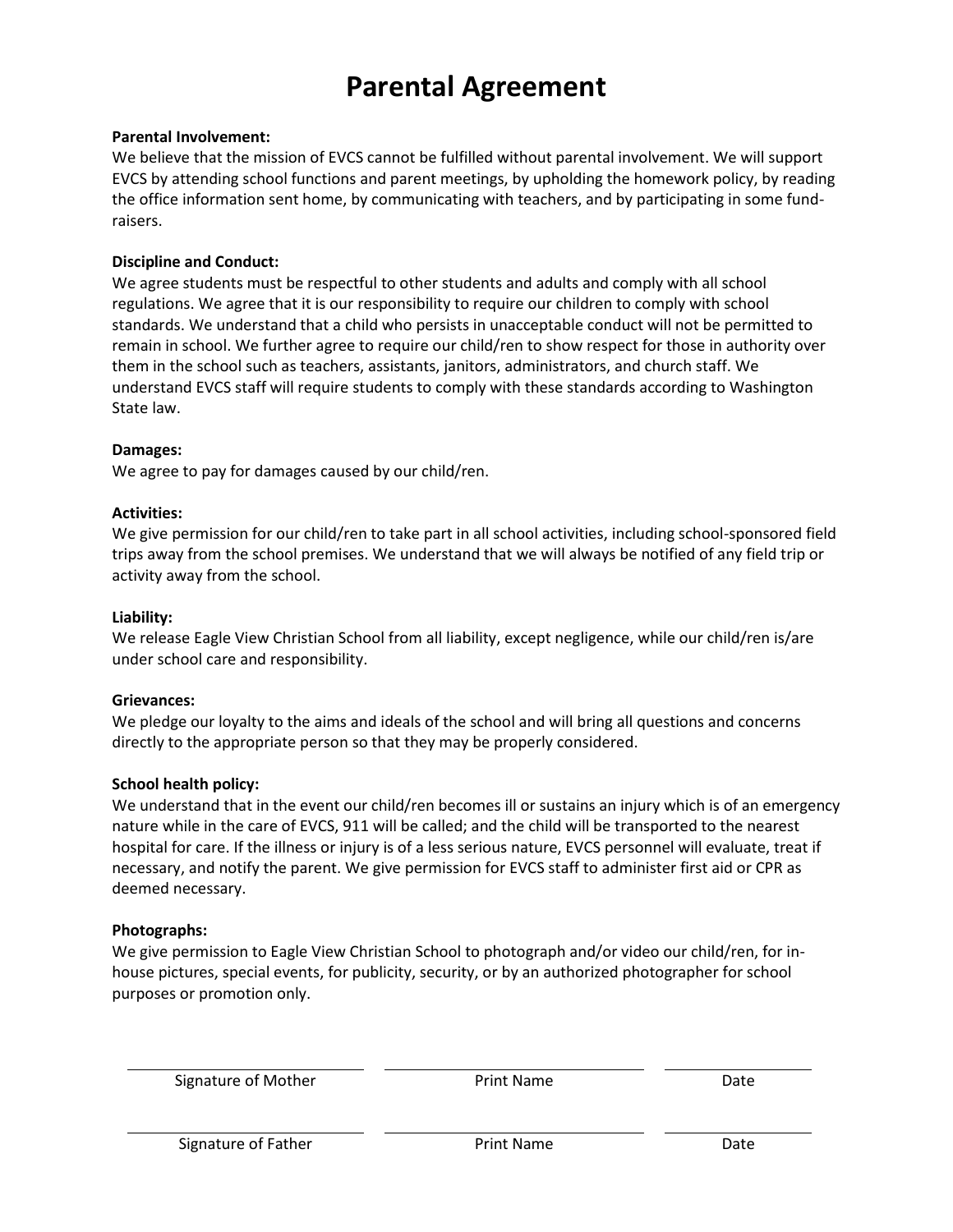# Parental Agreement

**Parental Involvement:**
We believe that the mission of EVCS cannot be fulfilled without parental involvement. We will support EVCS by attending school functions and parent meetings, by upholding the homework policy, by reading the office information sent home, by communicating with teachers, and by participating in some fund-raisers.

**Discipline and Conduct:**
We agree students must be respectful to other students and adults and comply with all school regulations. We agree that it is our responsibility to require our children to comply with school standards. We understand that a child who persists in unacceptable conduct will not be permitted to remain in school. We further agree to require our child/ren to show respect for those in authority over them in the school such as teachers, assistants, janitors, administrators, and church staff. We understand EVCS staff will require students to comply with these standards according to Washington State law.

**Damages:**
We agree to pay for damages caused by our child/ren.

**Activities:**
We give permission for our child/ren to take part in all school activities, including school-sponsored field trips away from the school premises. We understand that we will always be notified of any field trip or activity away from the school.

**Liability:**
We release Eagle View Christian School from all liability, except negligence, while our child/ren is/are under school care and responsibility.

**Grievances:**
We pledge our loyalty to the aims and ideals of the school and will bring all questions and concerns directly to the appropriate person so that they may be properly considered.

**School health policy:**
We understand that in the event our child/ren becomes ill or sustains an injury which is of an emergency nature while in the care of EVCS, 911 will be called; and the child will be transported to the nearest hospital for care. If the illness or injury is of a less serious nature, EVCS personnel will evaluate, treat if necessary, and notify the parent. We give permission for EVCS staff to administer first aid or CPR as deemed necessary.

**Photographs:**
We give permission to Eagle View Christian School to photograph and/or video our child/ren, for in-house pictures, special events, for publicity, security, or by an authorized photographer for school purposes or promotion only.

| Signature of Mother | Print Name | Date |
|---|---|---|
| | | |

| Signature of Father | Print Name | Date |
|---|---|---|
| | | |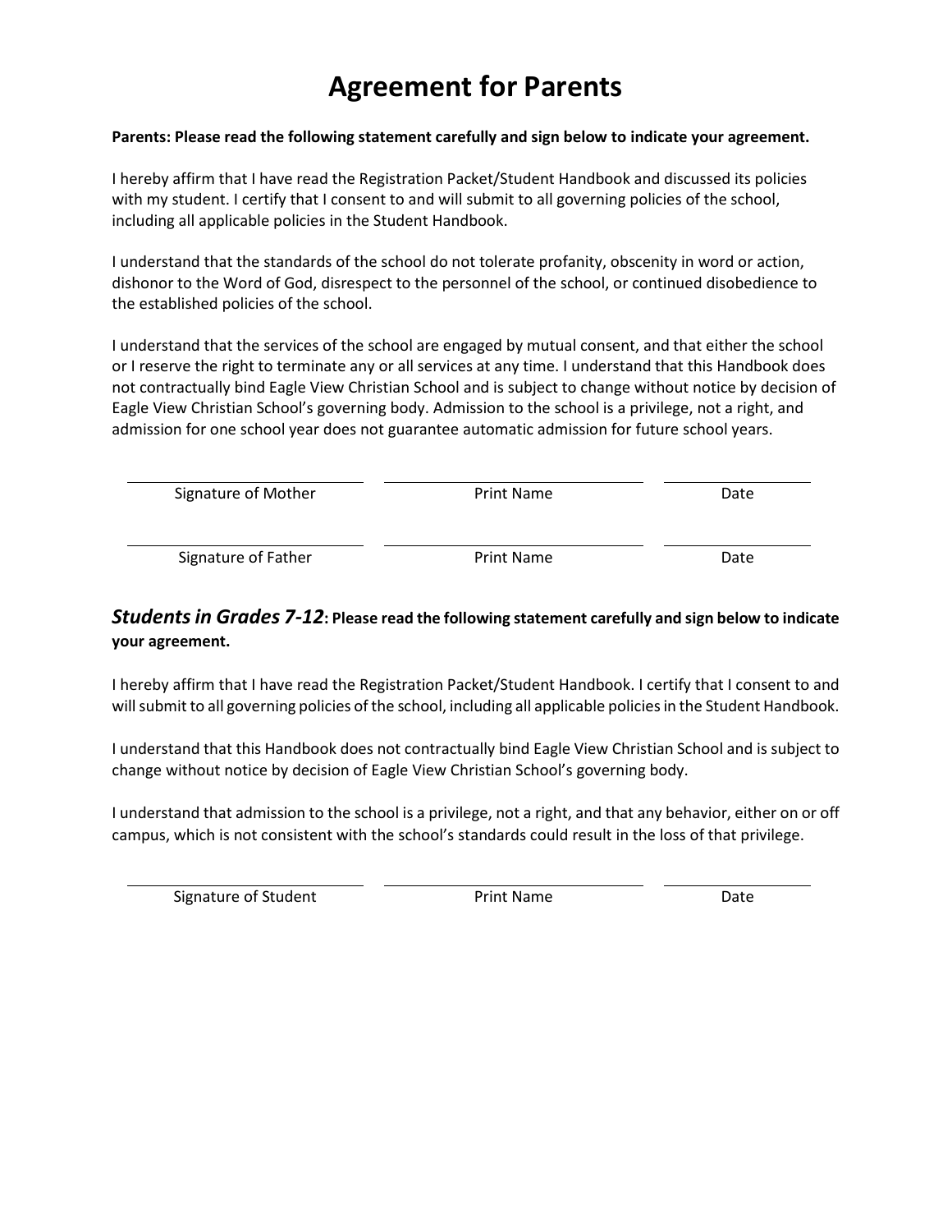# Agreement for Parents

**Parents: Please read the following statement carefully and sign below to indicate your agreement.**

I hereby affirm that I have read the Registration Packet/Student Handbook and discussed its policies with my student. I certify that I consent to and will submit to all governing policies of the school, including all applicable policies in the Student Handbook.

I understand that the standards of the school do not tolerate profanity, obscenity in word or action, dishonor to the Word of God, disrespect to the personnel of the school, or continued disobedience to the established policies of the school.

I understand that the services of the school are engaged by mutual consent, and that either the school or I reserve the right to terminate any or all services at any time. I understand that this Handbook does not contractually bind Eagle View Christian School and is subject to change without notice by decision of Eagle View Christian School's governing body. Admission to the school is a privilege, not a right, and admission for one school year does not guarantee automatic admission for future school years.

| ______________________ | ______________________ | ____________ |
|---|---|---|
| Signature of Mother | Print Name | Date |
| ______________________ | ______________________ | ____________ |
| Signature of Father | Print Name | Date |

## ***Students in Grades 7-12*****: Please read the following statement carefully and sign below to indicate your agreement.**

I hereby affirm that I have read the Registration Packet/Student Handbook. I certify that I consent to and will submit to all governing policies of the school, including all applicable policies in the Student Handbook.

I understand that this Handbook does not contractually bind Eagle View Christian School and is subject to change without notice by decision of Eagle View Christian School's governing body.

I understand that admission to the school is a privilege, not a right, and that any behavior, either on or off campus, which is not consistent with the school's standards could result in the loss of that privilege.

| ______________________ | ______________________ | ____________ |
|---|---|---|
| Signature of Student | Print Name | Date |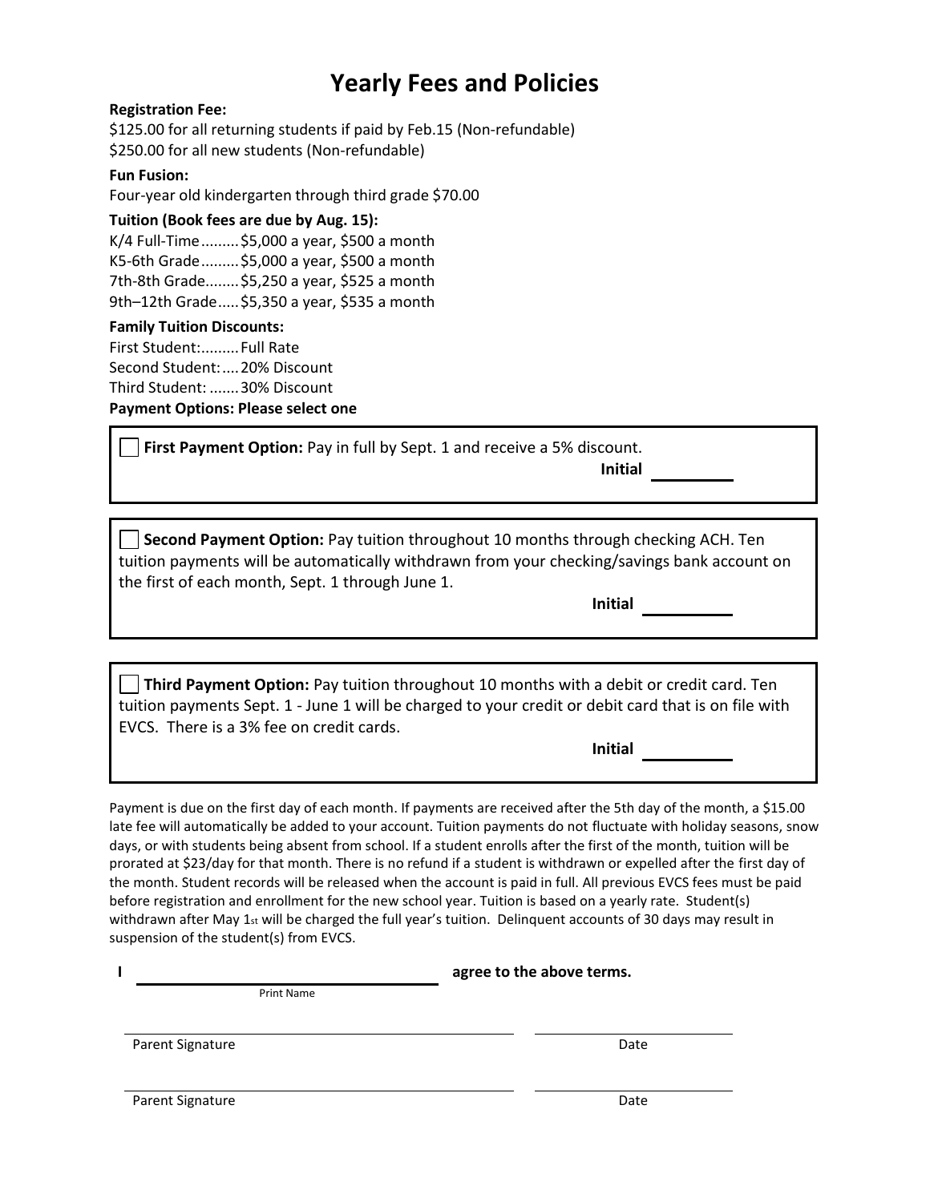# Yearly Fees and Policies

**Registration Fee:**
$125.00 for all returning students if paid by Feb.15 (Non-refundable)
$250.00 for all new students (Non-refundable)

**Fun Fusion:**
Four-year old kindergarten through third grade $70.00

**Tuition (Book fees are due by Aug. 15):**
K/4 Full-Time.........$5,000 a year, $500 a month
K5-6th Grade.........$5,000 a year, $500 a month
7th-8th Grade........$5,250 a year, $525 a month
9th–12th Grade.....$5,350 a year, $535 a month

**Family Tuition Discounts:**
First Student:.........Full Rate
Second Student:....20% Discount
Third Student: .......30% Discount

**Payment Options: Please select one**

☐ **First Payment Option:** Pay in full by Sept. 1 and receive a 5% discount.

**Initial** __________

☐ **Second Payment Option:** Pay tuition throughout 10 months through checking ACH. Ten tuition payments will be automatically withdrawn from your checking/savings bank account on the first of each month, Sept. 1 through June 1.

**Initial** __________

☐ **Third Payment Option:** Pay tuition throughout 10 months with a debit or credit card. Ten tuition payments Sept. 1 - June 1 will be charged to your credit or debit card that is on file with EVCS. There is a 3% fee on credit cards.

**Initial** __________

Payment is due on the first day of each month. If payments are received after the 5th day of the month, a $15.00 late fee will automatically be added to your account. Tuition payments do not fluctuate with holiday seasons, snow days, or with students being absent from school. If a student enrolls after the first of the month, tuition will be prorated at $23/day for that month. There is no refund if a student is withdrawn or expelled after the first day of the month. Student records will be released when the account is paid in full. All previous EVCS fees must be paid before registration and enrollment for the new school year. Tuition is based on a yearly rate. Student(s) withdrawn after May 1st will be charged the full year's tuition. Delinquent accounts of 30 days may result in suspension of the student(s) from EVCS.

**I** ______________________________ **agree to the above terms.**
Print Name

______________________________ ______________
Parent Signature Date

______________________________ ______________
Parent Signature Date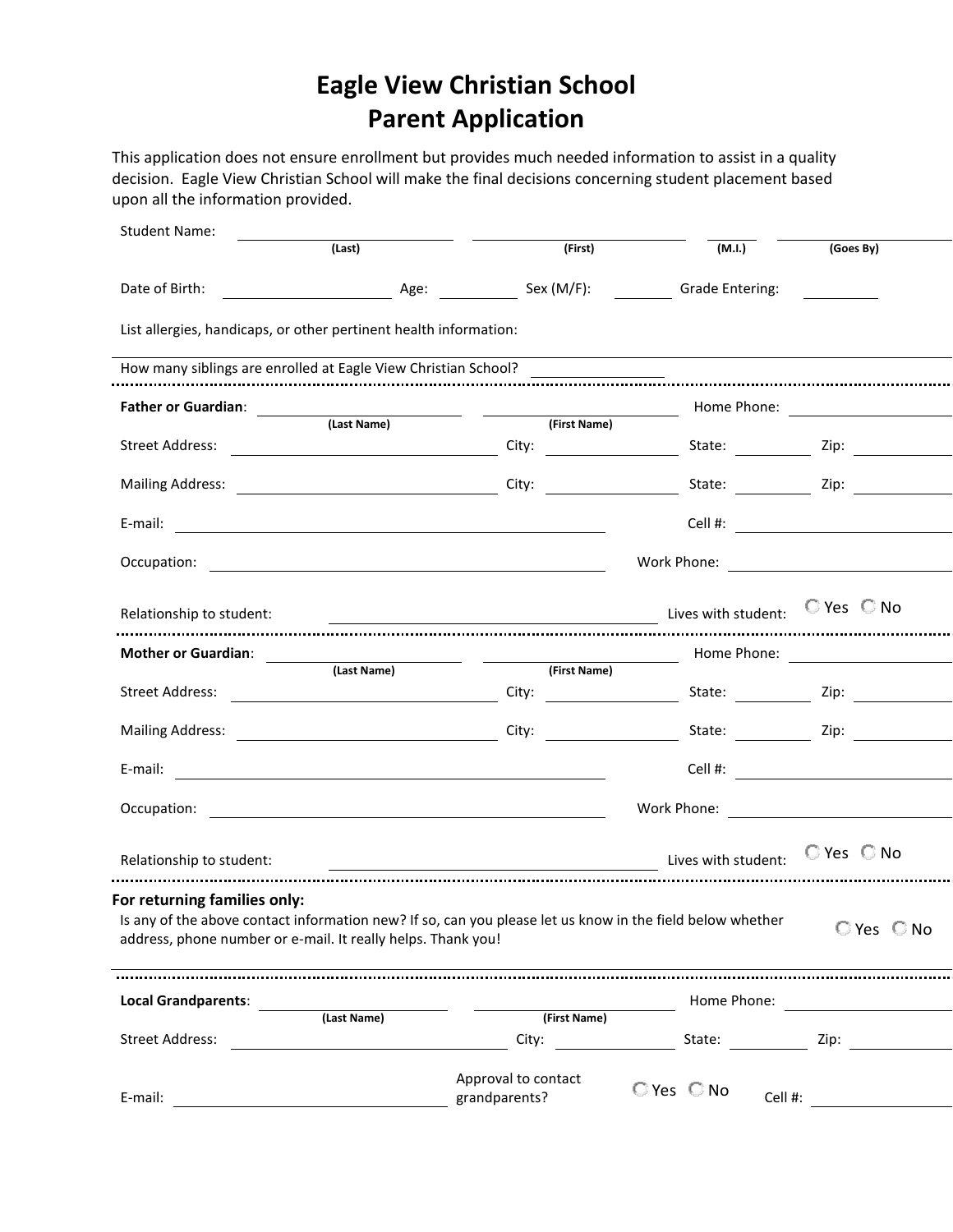# Eagle View Christian School
# Parent Application

This application does not ensure enrollment but provides much needed information to assist in a quality decision. Eagle View Christian School will make the final decisions concerning student placement based upon all the information provided.

Student Name: ______________________ ______________________ ________ ______________________
(Last) (First) (M.I.) (Goes By)

Date of Birth: ____________________ Age: __________ Sex (M/F): _______ Grade Entering: _________

List allergies, handicaps, or other pertinent health information:

---

How many siblings are enrolled at Eagle View Christian School? ______________

---

**Father or Guardian**: ______________________ ______________________ Home Phone: ______________________
(Last Name) (First Name)

Street Address: ______________________________ City: ______________ State: ________ Zip: __________

Mailing Address: ______________________________ City: ______________ State: ________ Zip: __________

E-mail: ____________________________________________ Cell #: ______________________

Occupation: ____________________________________________ Work Phone: ______________________

Relationship to student: ______________________________ Lives with student: ○ Yes ○ No

---

**Mother or Guardian**: ______________________ ______________________ Home Phone: ______________________
(Last Name) (First Name)

Street Address: ______________________________ City: ______________ State: ________ Zip: __________

Mailing Address: ______________________________ City: ______________ State: ________ Zip: __________

E-mail: ____________________________________________ Cell #: ______________________

Occupation: ____________________________________________ Work Phone: ______________________

Relationship to student: ______________________________ Lives with student: ○ Yes ○ No

---

**For returning families only:**

Is any of the above contact information new? If so, can you please let us know in the field below whether address, phone number or e-mail. It really helps. Thank you! ○ Yes ○ No

---

**Local Grandparents**: ______________________ ______________________ Home Phone: ______________________
(Last Name) (First Name)

Street Address: ______________________________ City: ______________ State: ________ Zip: __________

E-mail: ______________________________ Approval to contact grandparents? ○ Yes ○ No Cell #: ______________________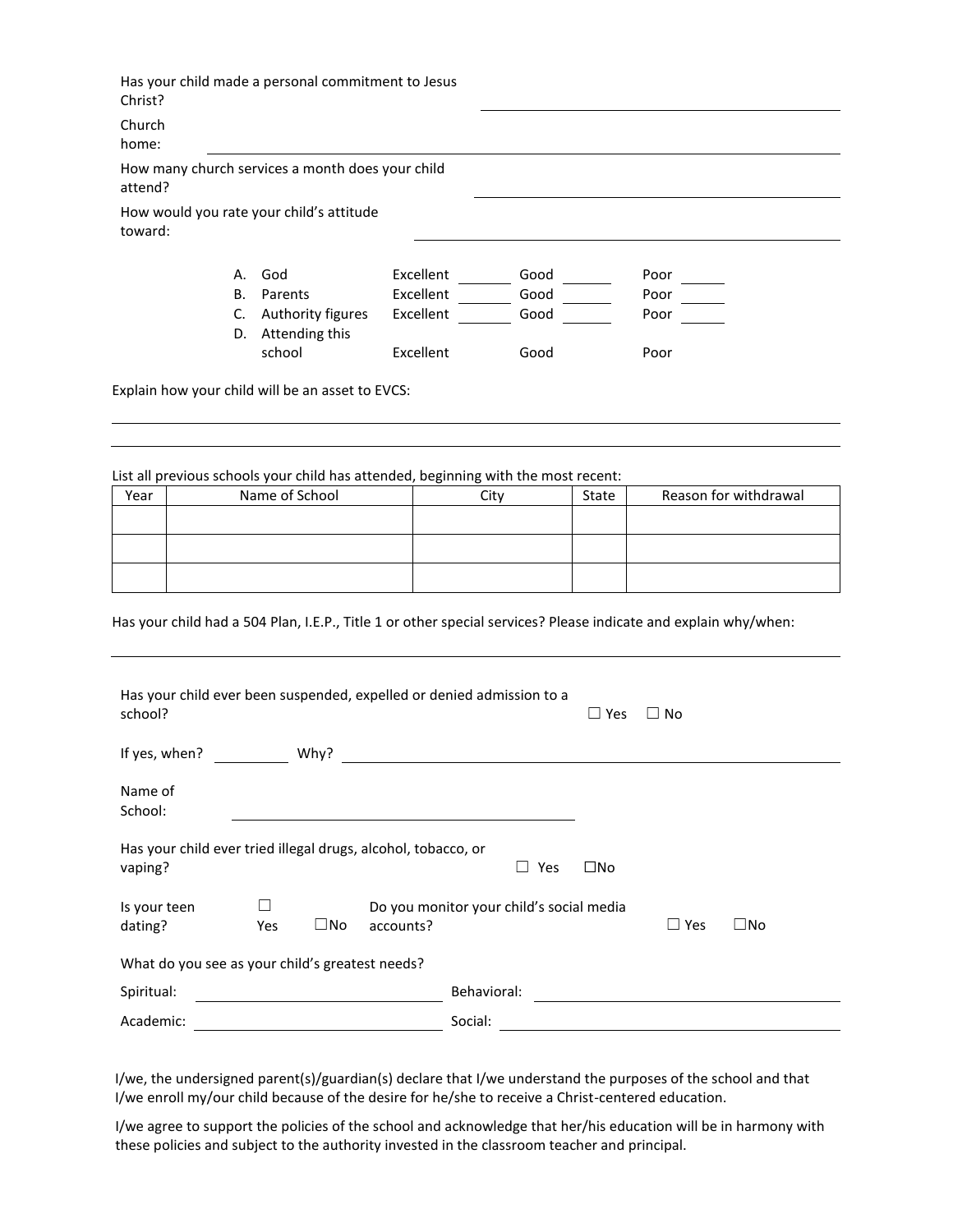Has your child made a personal commitment to Jesus Christ? ____________________

Church home: ____________________

How many church services a month does your child attend? ____________________

How would you rate your child's attitude toward: ____________________

| | | Excellent | Good | Poor |
|---|---|---|---|---|
| A. | God | Excellent ______ | Good ______ | Poor ______ |
| B. | Parents | Excellent ______ | Good ______ | Poor ______ |
| C. | Authority figures | Excellent ______ | Good ______ | Poor ______ |
| D. | Attending this school | Excellent | Good | Poor |

Explain how your child will be an asset to EVCS:

____________________

____________________

List all previous schools your child has attended, beginning with the most recent:

| Year | Name of School | City | State | Reason for withdrawal |
|---|---|---|---|---|
| | | | | |
| | | | | |
| | | | | |

Has your child had a 504 Plan, I.E.P., Title 1 or other special services? Please indicate and explain why/when:

____________________

Has your child ever been suspended, expelled or denied admission to a school? ☐ Yes ☐ No

If yes, when? ________ Why? ____________________

Name of School: ____________________

Has your child ever tried illegal drugs, alcohol, tobacco, or vaping? ☐ Yes ☐No

Is your teen dating? ☐ Yes ☐No Do you monitor your child's social media accounts? ☐ Yes ☐No

What do you see as your child's greatest needs?

Spiritual: ____________________ Behavioral: ____________________

Academic: ____________________ Social: ____________________

I/we, the undersigned parent(s)/guardian(s) declare that I/we understand the purposes of the school and that I/we enroll my/our child because of the desire for he/she to receive a Christ-centered education.

I/we agree to support the policies of the school and acknowledge that her/his education will be in harmony with these policies and subject to the authority invested in the classroom teacher and principal.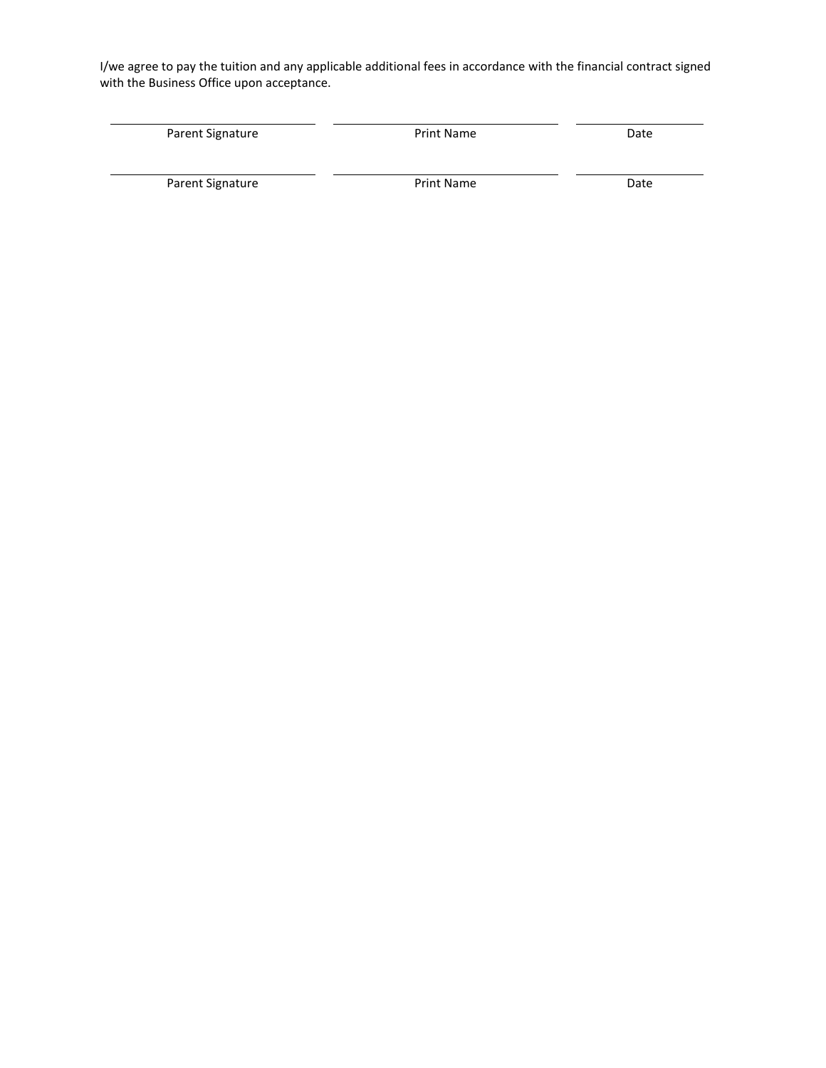I/we agree to pay the tuition and any applicable additional fees in accordance with the financial contract signed with the Business Office upon acceptance.

| ______________________ | ______________________ | ____________ |
|---|---|---|
| Parent Signature | Print Name | Date |
| ______________________ | ______________________ | ____________ |
| Parent Signature | Print Name | Date |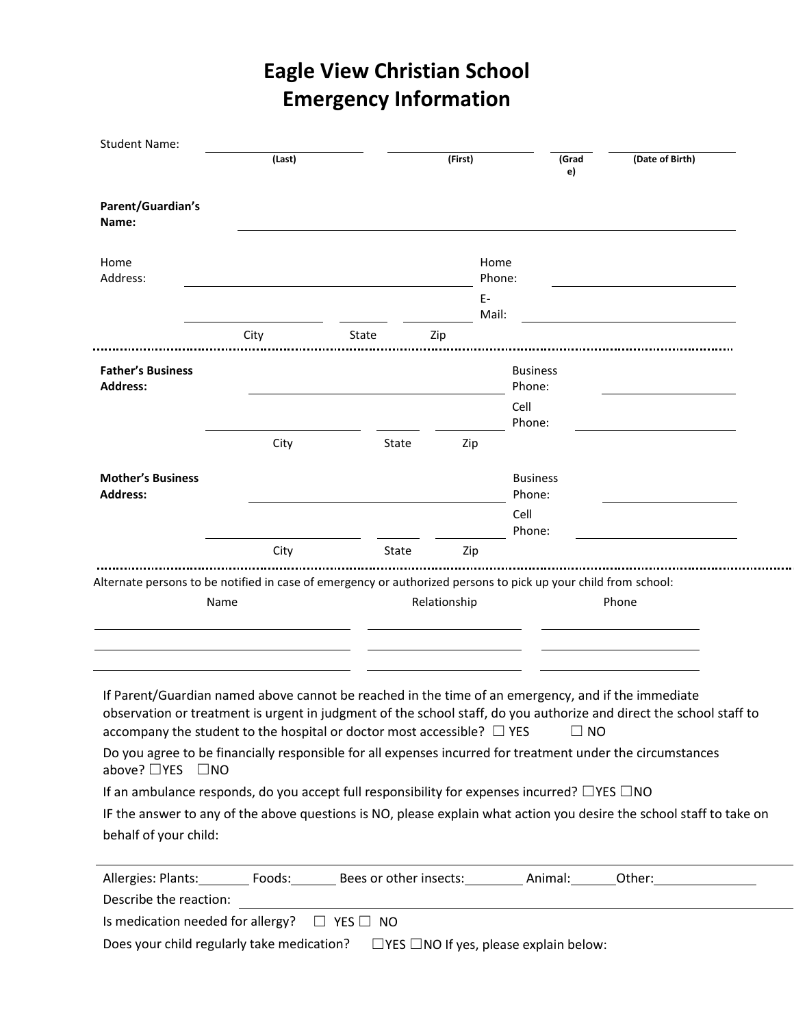# Eagle View Christian School
# Emergency Information

Student Name: ______________ ______________ ______ ______________
(Last) (First) (Grade) (Date of Birth)

**Parent/Guardian's Name:** ________________________________________

Home Address: ________________________________ Home Phone: ______________

________________ ______ ________ E-Mail: ______________________

City State Zip

---

**Father's Business Address:** ____________________________ Business Phone: ______________

________________ ______ ________ Cell Phone: ______________

City State Zip

**Mother's Business Address:** ____________________________ Business Phone: ______________

________________ ______ ________ Cell Phone: ______________

City State Zip

---

Alternate persons to be notified in case of emergency or authorized persons to pick up your child from school:

| Name | Relationship | Phone |
|---|---|---|
| | | |
| | | |
| | | |

If Parent/Guardian named above cannot be reached in the time of an emergency, and if the immediate observation or treatment is urgent in judgment of the school staff, do you authorize and direct the school staff to accompany the student to the hospital or doctor most accessible? ☐ YES ☐ NO

Do you agree to be financially responsible for all expenses incurred for treatment under the circumstances above? ☐YES ☐NO

If an ambulance responds, do you accept full responsibility for expenses incurred? ☐YES ☐NO

IF the answer to any of the above questions is NO, please explain what action you desire the school staff to take on behalf of your child:

________________________________________________________________________

Allergies: Plants:________ Foods:_______ Bees or other insects:________ Animal:______ Other:______________

Describe the reaction: ________________________________________________

Is medication needed for allergy? ☐ YES ☐ NO

Does your child regularly take medication? ☐YES ☐NO If yes, please explain below: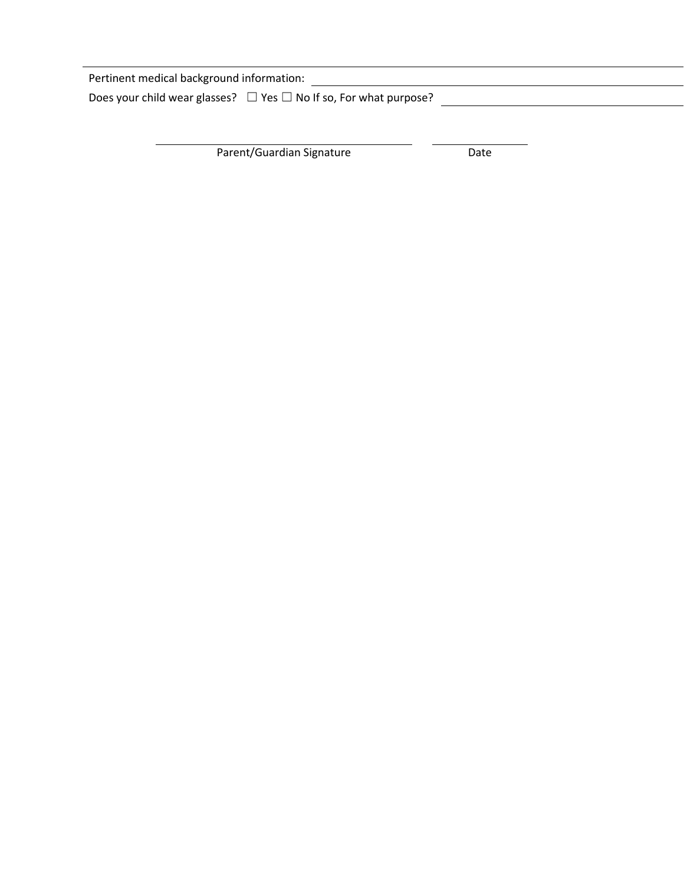Pertinent medical background information: ______________________________

Does your child wear glasses? ☐ Yes ☐ No If so, For what purpose? ______________________________

______________________________ ______________

Parent/Guardian Signature Date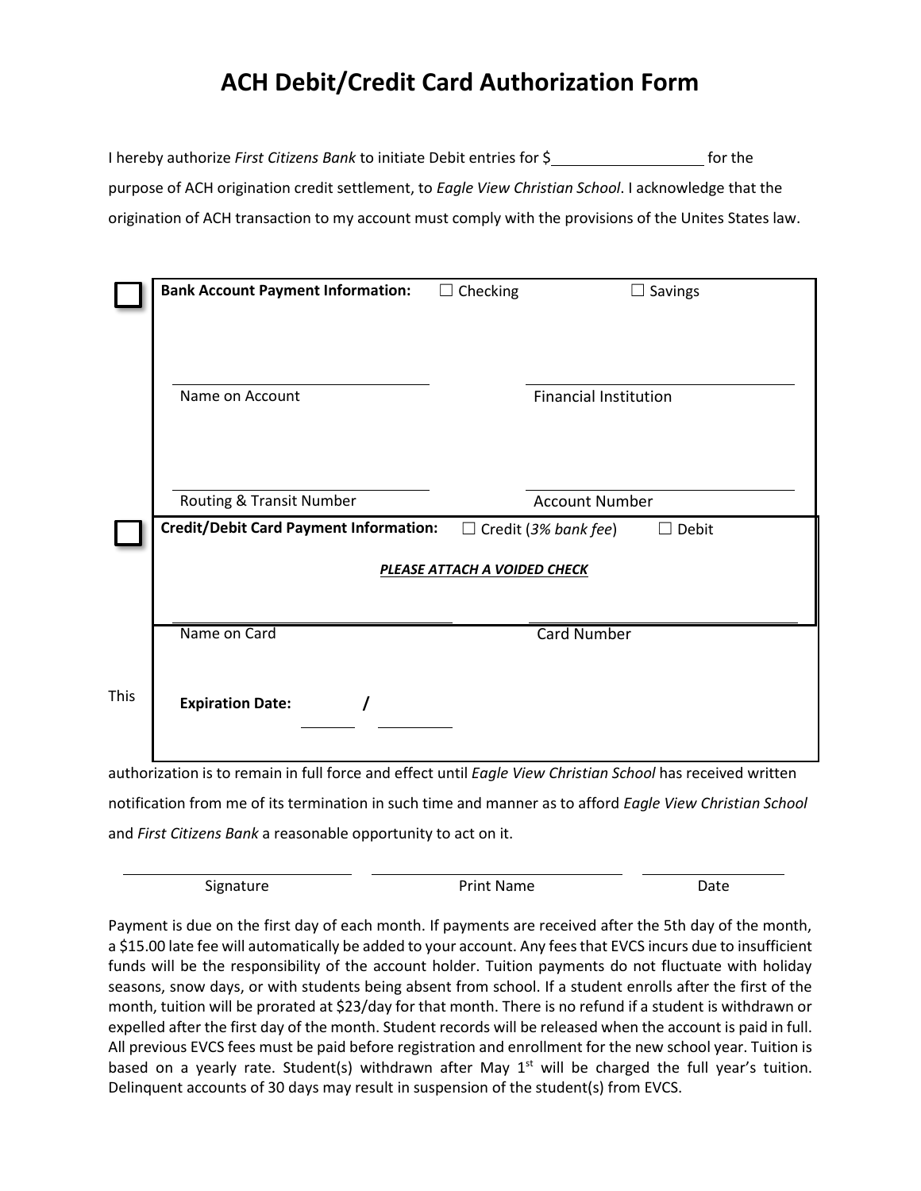# ACH Debit/Credit Card Authorization Form

I hereby authorize *First Citizens Bank* to initiate Debit entries for $__________________ for the purpose of ACH origination credit settlement, to *Eagle View Christian School*. I acknowledge that the origination of ACH transaction to my account must comply with the provisions of the Unites States law.

☐ **Bank Account Payment Information:** ☐ Checking ☐ Savings

______________________________ ______________________________
Name on Account Financial Institution

______________________________ ______________________________
Routing & Transit Number Account Number

☐ **Credit/Debit Card Payment Information:** ☐ Credit (*3% bank fee*) ☐ Debit

***PLEASE ATTACH A VOIDED CHECK***

______________________________ ______________________________
Name on Card Card Number

**Expiration Date:** ______ / ______

This authorization is to remain in full force and effect until *Eagle View Christian School* has received written notification from me of its termination in such time and manner as to afford *Eagle View Christian School* and *First Citizens Bank* a reasonable opportunity to act on it.

______________________________ ______________________________ ____________________
Signature Print Name Date

Payment is due on the first day of each month. If payments are received after the 5th day of the month, a $15.00 late fee will automatically be added to your account. Any fees that EVCS incurs due to insufficient funds will be the responsibility of the account holder. Tuition payments do not fluctuate with holiday seasons, snow days, or with students being absent from school. If a student enrolls after the first of the month, tuition will be prorated at $23/day for that month. There is no refund if a student is withdrawn or expelled after the first day of the month. Student records will be released when the account is paid in full. All previous EVCS fees must be paid before registration and enrollment for the new school year. Tuition is based on a yearly rate. Student(s) withdrawn after May 1st will be charged the full year's tuition. Delinquent accounts of 30 days may result in suspension of the student(s) from EVCS.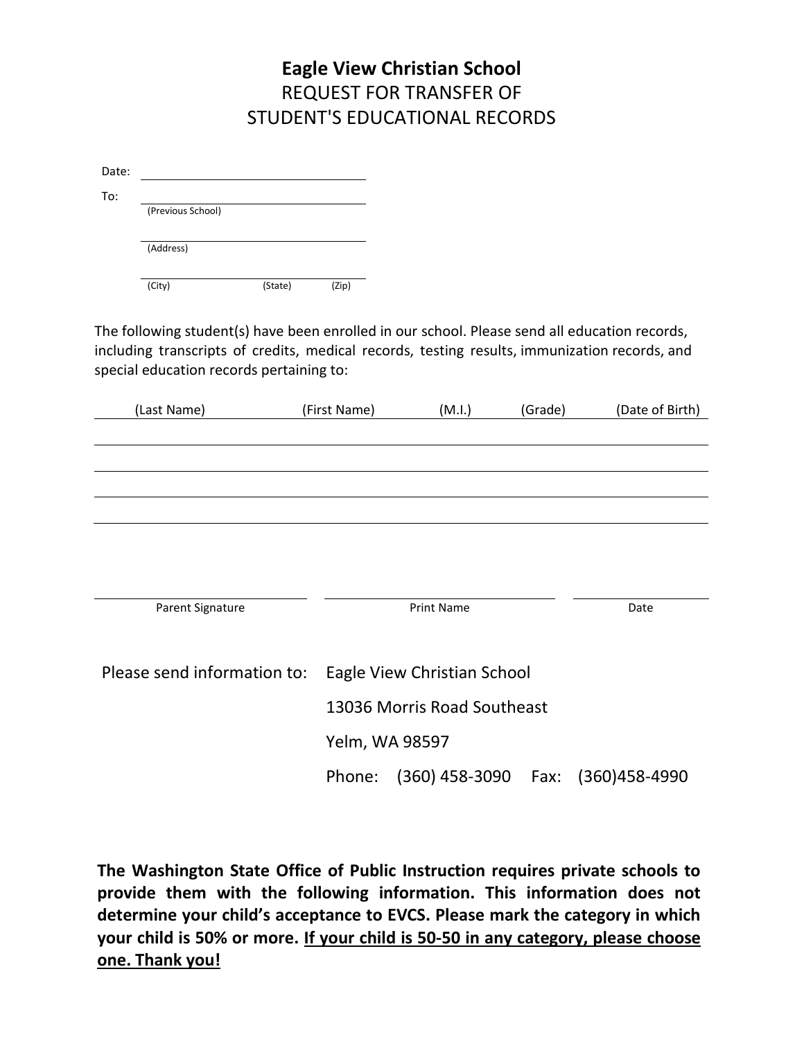# Eagle View Christian School

## REQUEST FOR TRANSFER OF STUDENT'S EDUCATIONAL RECORDS

Date: ______________________________

To: ______________________________
(Previous School)

______________________________
(Address)

______________________________
(City) (State) (Zip)

The following student(s) have been enrolled in our school. Please send all education records, including transcripts of credits, medical records, testing results, immunization records, and special education records pertaining to:

| (Last Name) | (First Name) | (M.I.) | (Grade) | (Date of Birth) |
|---|---|---|---|---|
| | | | | |
| | | | | |
| | | | | |
| | | | | |

| ______________________________ | ______________________________ | ______________ |
|---|---|---|
| Parent Signature | Print Name | Date |

Please send information to: Eagle View Christian School
13036 Morris Road Southeast
Yelm, WA 98597
Phone: (360) 458-3090 Fax: (360)458-4990

**The Washington State Office of Public Instruction requires private schools to provide them with the following information. This information does not determine your child's acceptance to EVCS. Please mark the category in which your child is 50% or more. <u>If your child is 50-50 in any category, please choose one. Thank you!</u>**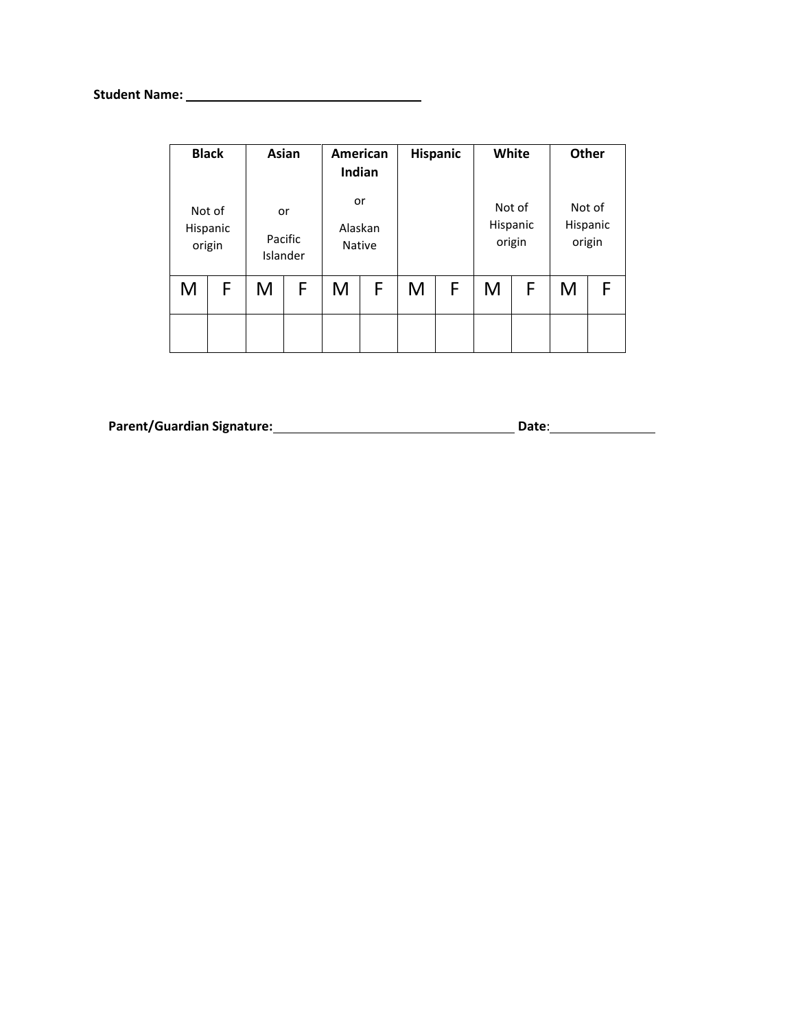**Student Name:** ___________________________________

| Black<br><br>Not of Hispanic origin | | Asian<br><br>or<br><br>Pacific Islander | | American Indian<br><br>or<br><br>Alaskan Native | | Hispanic | | White<br><br>Not of Hispanic origin | | Other<br><br>Not of Hispanic origin | |
|---|---|---|---|---|---|---|---|---|---|---|---|
| M | F | M | F | M | F | M | F | M | F | M | F |
| | | | | | | | | | | | |

**Parent/Guardian Signature:** ___________________________________ **Date**: _______________